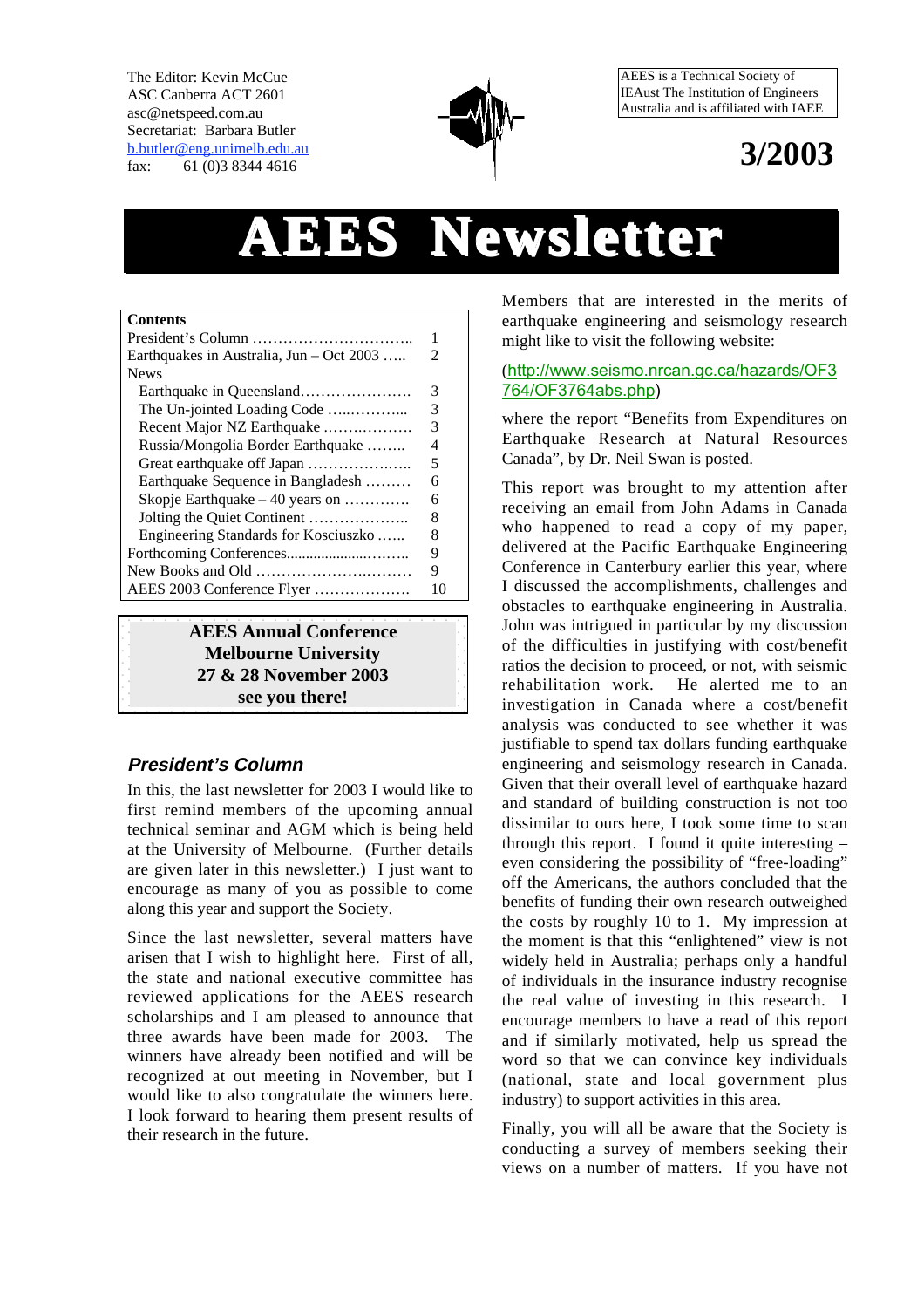The Editor: Kevin McCue
ASC Canberra ACT 2601
asc@netspeed.com.au
Secretariat: Barbara Butler
b.butler@eng.unimelb.edu.au
fax: 61 (0)3 8344 4616

AEES is a Technical Society of IEAust The Institution of Engineers Australia and is affiliated with IAEE

**3/2003**

# AEES Newsletter

| **Contents** | |
|---|---|
| President's Column ………………………….. | 1 |
| Earthquakes in Australia, Jun – Oct 2003 ….. | 2 |
| News | |
| Earthquake in Queensland………………….. | 3 |
| The Un-jointed Loading Code …..………... | 3 |
| Recent Major NZ Earthquake ……….…….. | 3 |
| Russia/Mongolia Border Earthquake …….. | 4 |
| Great earthquake off Japan ………………….. | 5 |
| Earthquake Sequence in Bangladesh ……… | 6 |
| Skopje Earthquake – 40 years on ………… | 6 |
| Jolting the Quiet Continent ……………….. | 8 |
| Engineering Standards for Kosciuszko …... | 8 |
| Forthcoming Conferences...................……... | 9 |
| New Books and Old ……………………..…… | 9 |
| AEES 2003 Conference Flyer ………………. | 10 |

**AEES Annual Conference**
**Melbourne University**
**27 & 28 November 2003**
**see you there!**

## *President's Column*

In this, the last newsletter for 2003 I would like to first remind members of the upcoming annual technical seminar and AGM which is being held at the University of Melbourne. (Further details are given later in this newsletter.) I just want to encourage as many of you as possible to come along this year and support the Society.

Since the last newsletter, several matters have arisen that I wish to highlight here. First of all, the state and national executive committee has reviewed applications for the AEES research scholarships and I am pleased to announce that three awards have been made for 2003. The winners have already been notified and will be recognized at out meeting in November, but I would like to also congratulate the winners here. I look forward to hearing them present results of their research in the future.

Members that are interested in the merits of earthquake engineering and seismology research might like to visit the following website:

(http://www.seismo.nrcan.gc.ca/hazards/OF3764/OF3764abs.php)

where the report "Benefits from Expenditures on Earthquake Research at Natural Resources Canada", by Dr. Neil Swan is posted.

This report was brought to my attention after receiving an email from John Adams in Canada who happened to read a copy of my paper, delivered at the Pacific Earthquake Engineering Conference in Canterbury earlier this year, where I discussed the accomplishments, challenges and obstacles to earthquake engineering in Australia. John was intrigued in particular by my discussion of the difficulties in justifying with cost/benefit ratios the decision to proceed, or not, with seismic rehabilitation work. He alerted me to an investigation in Canada where a cost/benefit analysis was conducted to see whether it was justifiable to spend tax dollars funding earthquake engineering and seismology research in Canada. Given that their overall level of earthquake hazard and standard of building construction is not too dissimilar to ours here, I took some time to scan through this report. I found it quite interesting – even considering the possibility of "free-loading" off the Americans, the authors concluded that the benefits of funding their own research outweighed the costs by roughly 10 to 1. My impression at the moment is that this "enlightened" view is not widely held in Australia; perhaps only a handful of individuals in the insurance industry recognise the real value of investing in this research. I encourage members to have a read of this report and if similarly motivated, help us spread the word so that we can convince key individuals (national, state and local government plus industry) to support activities in this area.

Finally, you will all be aware that the Society is conducting a survey of members seeking their views on a number of matters. If you have not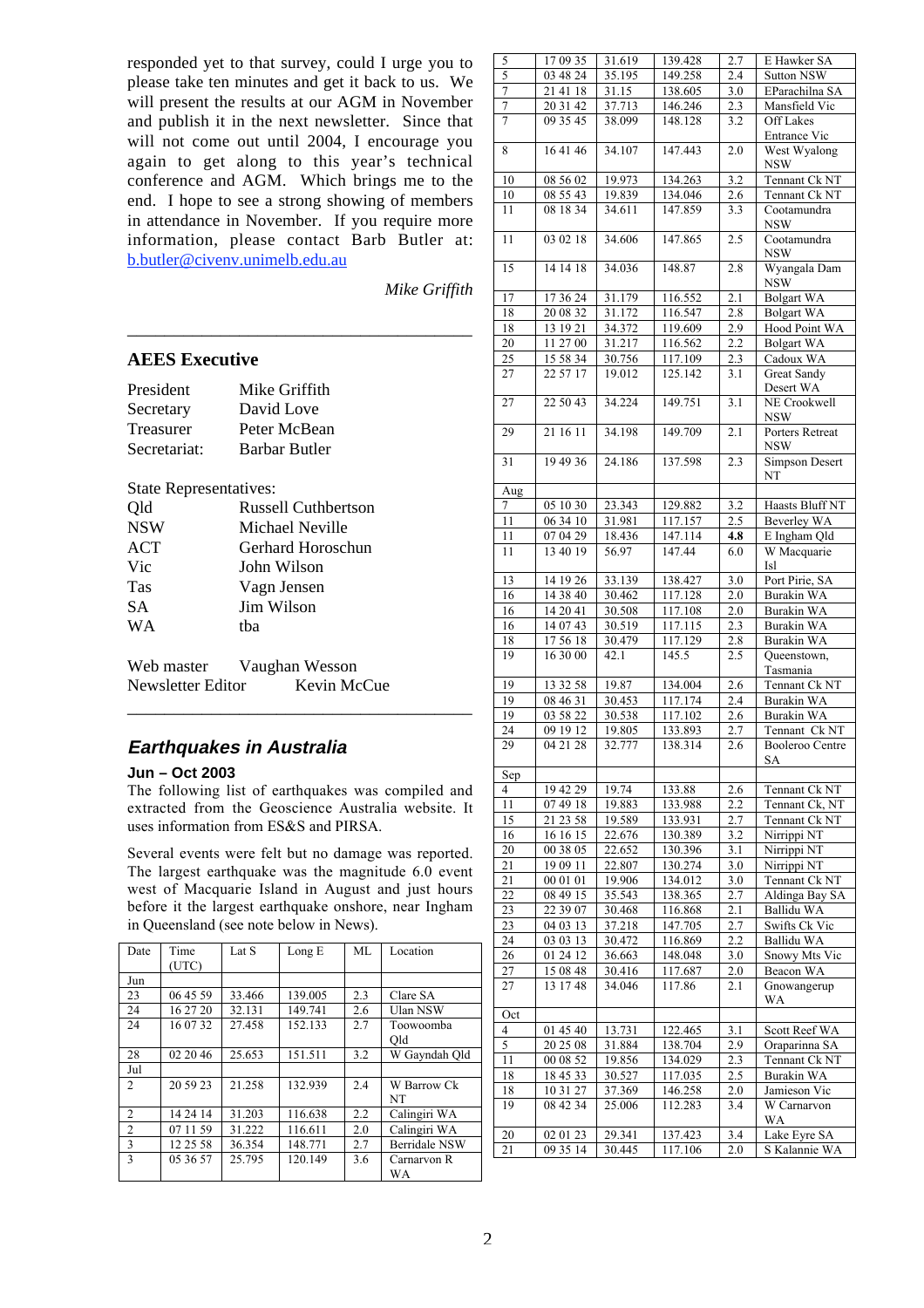responded yet to that survey, could I urge you to please take ten minutes and get it back to us. We will present the results at our AGM in November and publish it in the next newsletter. Since that will not come out until 2004, I encourage you again to get along to this year's technical conference and AGM. Which brings me to the end. I hope to see a strong showing of members in attendance in November. If you require more information, please contact Barb Butler at: b.butler@civenv.unimelb.edu.au

*Mike Griffith*

---

## AEES Executive

| | |
|---|---|
| President | Mike Griffith |
| Secretary | David Love |
| Treasurer | Peter McBean |
| Secretariat: | Barbar Butler |

State Representatives:

| | |
|---|---|
| Qld | Russell Cuthbertson |
| NSW | Michael Neville |
| ACT | Gerhard Horoschun |
| Vic | John Wilson |
| Tas | Vagn Jensen |
| SA | Jim Wilson |
| WA | tba |

| | |
|---|---|
| Web master | Vaughan Wesson |
| Newsletter Editor | Kevin McCue |

---

## *Earthquakes in Australia*

### Jun – Oct 2003

The following list of earthquakes was compiled and extracted from the Geoscience Australia website. It uses information from ES&S and PIRSA.

Several events were felt but no damage was reported. The largest earthquake was the magnitude 6.0 event west of Macquarie Island in August and just hours before it the largest earthquake onshore, near Ingham in Queensland (see note below in News).

| Date | Time (UTC) | Lat S | Long E | ML | Location |
|---|---|---|---|---|---|
| Jun | | | | | |
| 23 | 06 45 59 | 33.466 | 139.005 | 2.3 | Clare SA |
| 24 | 16 27 20 | 32.131 | 149.741 | 2.6 | Ulan NSW |
| 24 | 16 07 32 | 27.458 | 152.133 | 2.7 | Toowoomba Qld |
| 28 | 02 20 46 | 25.653 | 151.511 | 3.2 | W Gayndah Qld |
| Jul | | | | | |
| 2 | 20 59 23 | 21.258 | 132.939 | 2.4 | W Barrow Ck NT |
| 2 | 14 24 14 | 31.203 | 116.638 | 2.2 | Calingiri WA |
| 2 | 07 11 59 | 31.222 | 116.611 | 2.0 | Calingiri WA |
| 3 | 12 25 58 | 36.354 | 148.771 | 2.7 | Berridale NSW |
| 3 | 05 36 57 | 25.795 | 120.149 | 3.6 | Carnarvon R WA |
| 5 | 17 09 35 | 31.619 | 139.428 | 2.7 | E Hawker SA |
| 5 | 03 48 24 | 35.195 | 149.258 | 2.4 | Sutton NSW |
| 7 | 21 41 18 | 31.15 | 138.605 | 3.0 | EParachilna SA |
| 7 | 20 31 42 | 37.713 | 146.246 | 2.3 | Mansfield Vic |
| 7 | 09 35 45 | 38.099 | 148.128 | 3.2 | Off Lakes Entrance Vic |
| 8 | 16 41 46 | 34.107 | 147.443 | 2.0 | West Wyalong NSW |
| 10 | 08 56 02 | 19.973 | 134.263 | 3.2 | Tennant Ck NT |
| 10 | 08 55 43 | 19.839 | 134.046 | 2.6 | Tennant Ck NT |
| 11 | 08 18 34 | 34.611 | 147.859 | 3.3 | Cootamundra NSW |
| 11 | 03 02 18 | 34.606 | 147.865 | 2.5 | Cootamundra NSW |
| 15 | 14 14 18 | 34.036 | 148.87 | 2.8 | Wyangala Dam NSW |
| 17 | 17 36 24 | 31.179 | 116.552 | 2.1 | Bolgart WA |
| 18 | 20 08 32 | 31.172 | 116.547 | 2.8 | Bolgart WA |
| 18 | 13 19 21 | 34.372 | 119.609 | 2.9 | Hood Point WA |
| 20 | 11 27 00 | 31.217 | 116.562 | 2.2 | Bolgart WA |
| 25 | 15 58 34 | 30.756 | 117.109 | 2.3 | Cadoux WA |
| 27 | 22 57 17 | 19.012 | 125.142 | 3.1 | Great Sandy Desert WA |
| 27 | 22 50 43 | 34.224 | 149.751 | 3.1 | NE Crookwell NSW |
| 29 | 21 16 11 | 34.198 | 149.709 | 2.1 | Porters Retreat NSW |
| 31 | 19 49 36 | 24.186 | 137.598 | 2.3 | Simpson Desert NT |
| Aug | | | | | |
| 7 | 05 10 30 | 23.343 | 129.882 | 3.2 | Haasts Bluff NT |
| 11 | 06 34 10 | 31.981 | 117.157 | 2.5 | Beverley WA |
| 11 | 07 04 29 | 18.436 | 147.114 | **4.8** | E Ingham Qld |
| 11 | 13 40 19 | 56.97 | 147.44 | 6.0 | W Macquarie Isl |
| 13 | 14 19 26 | 33.139 | 138.427 | 3.0 | Port Pirie, SA |
| 16 | 14 38 40 | 30.462 | 117.128 | 2.0 | Burakin WA |
| 16 | 14 20 41 | 30.508 | 117.108 | 2.0 | Burakin WA |
| 16 | 14 07 43 | 30.519 | 117.115 | 2.3 | Burakin WA |
| 18 | 17 56 18 | 30.479 | 117.129 | 2.8 | Burakin WA |
| 19 | 16 30 00 | 42.1 | 145.5 | 2.5 | Queenstown, Tasmania |
| 19 | 13 32 58 | 19.87 | 134.004 | 2.6 | Tennant Ck NT |
| 19 | 08 46 31 | 30.453 | 117.174 | 2.4 | Burakin WA |
| 19 | 03 58 22 | 30.538 | 117.102 | 2.6 | Burakin WA |
| 24 | 09 19 12 | 19.805 | 133.893 | 2.7 | Tennant Ck NT |
| 29 | 04 21 28 | 32.777 | 138.314 | 2.6 | Booleroo Centre SA |
| Sep | | | | | |
| 4 | 19 42 29 | 19.74 | 133.88 | 2.6 | Tennant Ck NT |
| 11 | 07 49 18 | 19.883 | 133.988 | 2.2 | Tennant Ck, NT |
| 15 | 21 23 58 | 19.589 | 133.931 | 2.7 | Tennant Ck NT |
| 16 | 16 16 15 | 22.676 | 130.389 | 3.2 | Nirrippi NT |
| 20 | 00 38 05 | 22.652 | 130.396 | 3.1 | Nirrippi NT |
| 21 | 19 09 11 | 22.807 | 130.274 | 3.0 | Nirrippi NT |
| 21 | 00 01 01 | 19.906 | 134.012 | 3.0 | Tennant Ck NT |
| 22 | 08 49 15 | 35.543 | 138.365 | 2.7 | Aldinga Bay SA |
| 23 | 22 39 07 | 30.468 | 116.868 | 2.1 | Ballidu WA |
| 23 | 04 03 13 | 37.218 | 147.705 | 2.7 | Swifts Ck Vic |
| 24 | 03 03 13 | 30.472 | 116.869 | 2.2 | Ballidu WA |
| 26 | 01 24 12 | 36.663 | 148.048 | 3.0 | Snowy Mts Vic |
| 27 | 15 08 48 | 30.416 | 117.687 | 2.0 | Beacon WA |
| 27 | 13 17 48 | 34.046 | 117.86 | 2.1 | Gnowangerup WA |
| Oct | | | | | |
| 4 | 01 45 40 | 13.731 | 122.465 | 3.1 | Scott Reef WA |
| 5 | 20 25 08 | 31.884 | 138.704 | 2.9 | Oraparinna SA |
| 11 | 00 08 52 | 19.856 | 134.029 | 2.3 | Tennant Ck NT |
| 18 | 18 45 33 | 30.527 | 117.035 | 2.5 | Burakin WA |
| 18 | 10 31 27 | 37.369 | 146.258 | 2.0 | Jamieson Vic |
| 19 | 08 42 34 | 25.006 | 112.283 | 3.4 | W Carnarvon WA |
| 20 | 02 01 23 | 29.341 | 137.423 | 3.4 | Lake Eyre SA |
| 21 | 09 35 14 | 30.445 | 117.106 | 2.0 | S Kalannie WA |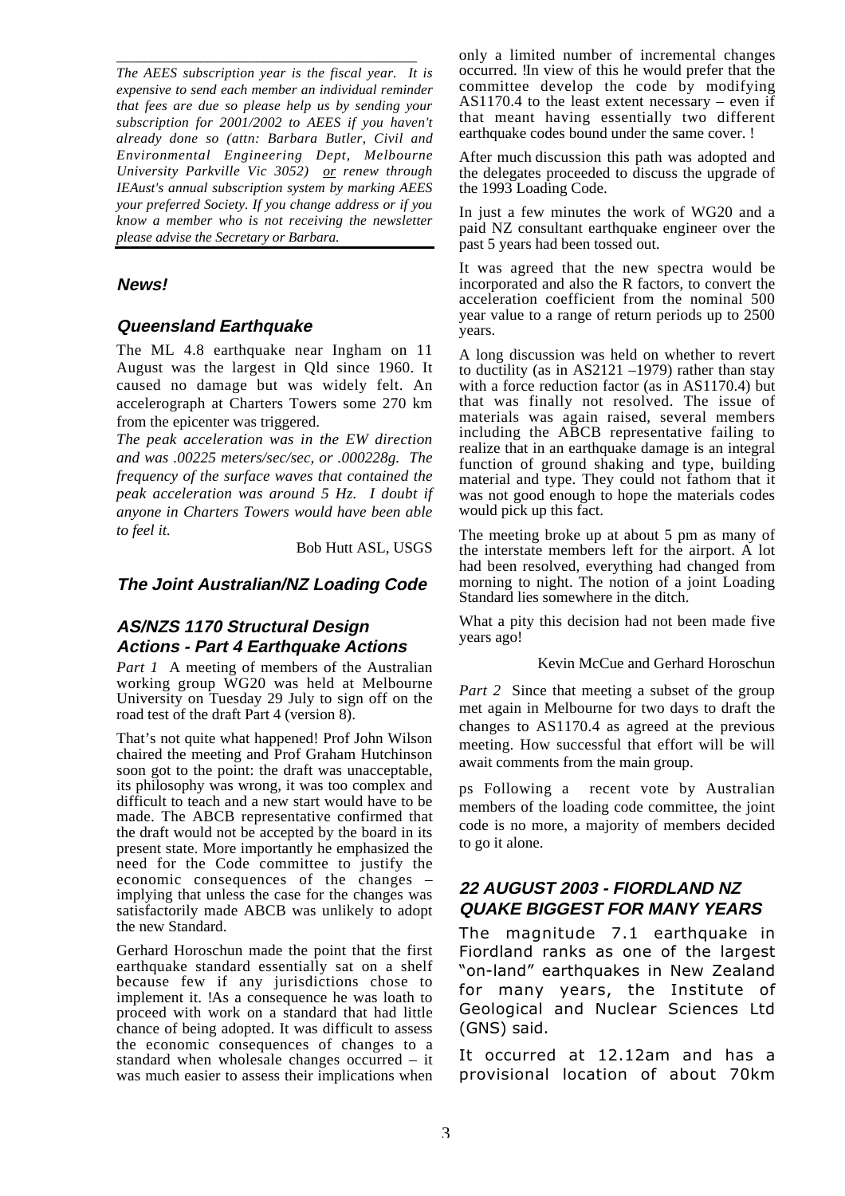*The AEES subscription year is the fiscal year. It is expensive to send each member an individual reminder that fees are due so please help us by sending your subscription for 2001/2002 to AEES if you haven't already done so (attn: Barbara Butler, Civil and Environmental Engineering Dept, Melbourne University Parkville Vic 3052) or renew through IEAust's annual subscription system by marking AEES your preferred Society. If you change address or if you know a member who is not receiving the newsletter please advise the Secretary or Barbara.*

## News!

### Queensland Earthquake

The ML 4.8 earthquake near Ingham on 11 August was the largest in Qld since 1960. It caused no damage but was widely felt. An accelerograph at Charters Towers some 270 km from the epicenter was triggered.

*The peak acceleration was in the EW direction and was .00225 meters/sec/sec, or .000228g. The frequency of the surface waves that contained the peak acceleration was around 5 Hz. I doubt if anyone in Charters Towers would have been able to feel it.*

Bob Hutt ASL, USGS

### The Joint Australian/NZ Loading Code

### AS/NZS 1170 Structural Design Actions - Part 4 Earthquake Actions

*Part 1* A meeting of members of the Australian working group WG20 was held at Melbourne University on Tuesday 29 July to sign off on the road test of the draft Part 4 (version 8).

That's not quite what happened! Prof John Wilson chaired the meeting and Prof Graham Hutchinson soon got to the point: the draft was unacceptable, its philosophy was wrong, it was too complex and difficult to teach and a new start would have to be made. The ABCB representative confirmed that the draft would not be accepted by the board in its present state. More importantly he emphasized the need for the Code committee to justify the economic consequences of the changes – implying that unless the case for the changes was satisfactorily made ABCB was unlikely to adopt the new Standard.

Gerhard Horoschun made the point that the first earthquake standard essentially sat on a shelf because few if any jurisdictions chose to implement it. !As a consequence he was loath to proceed with work on a standard that had little chance of being adopted. It was difficult to assess the economic consequences of changes to a standard when wholesale changes occurred – it was much easier to assess their implications when only a limited number of incremental changes occurred. !In view of this he would prefer that the committee develop the code by modifying AS1170.4 to the least extent necessary – even if that meant having essentially two different earthquake codes bound under the same cover. !

After much discussion this path was adopted and the delegates proceeded to discuss the upgrade of the 1993 Loading Code.

In just a few minutes the work of WG20 and a paid NZ consultant earthquake engineer over the past 5 years had been tossed out.

It was agreed that the new spectra would be incorporated and also the R factors, to convert the acceleration coefficient from the nominal 500 year value to a range of return periods up to 2500 years.

A long discussion was held on whether to revert to ductility (as in AS2121 –1979) rather than stay with a force reduction factor (as in AS1170.4) but that was finally not resolved. The issue of materials was again raised, several members including the ABCB representative failing to realize that in an earthquake damage is an integral function of ground shaking and type, building material and type. They could not fathom that it was not good enough to hope the materials codes would pick up this fact.

The meeting broke up at about 5 pm as many of the interstate members left for the airport. A lot had been resolved, everything had changed from morning to night. The notion of a joint Loading Standard lies somewhere in the ditch.

What a pity this decision had not been made five years ago!

Kevin McCue and Gerhard Horoschun

*Part 2* Since that meeting a subset of the group met again in Melbourne for two days to draft the changes to AS1170.4 as agreed at the previous meeting. How successful that effort will be will await comments from the main group.

ps Following a recent vote by Australian members of the loading code committee, the joint code is no more, a majority of members decided to go it alone.

### 22 AUGUST 2003 - FIORDLAND NZ QUAKE BIGGEST FOR MANY YEARS

The magnitude 7.1 earthquake in Fiordland ranks as one of the largest "on-land" earthquakes in New Zealand for many years, the Institute of Geological and Nuclear Sciences Ltd (GNS) said.

It occurred at 12.12am and has a provisional location of about 70km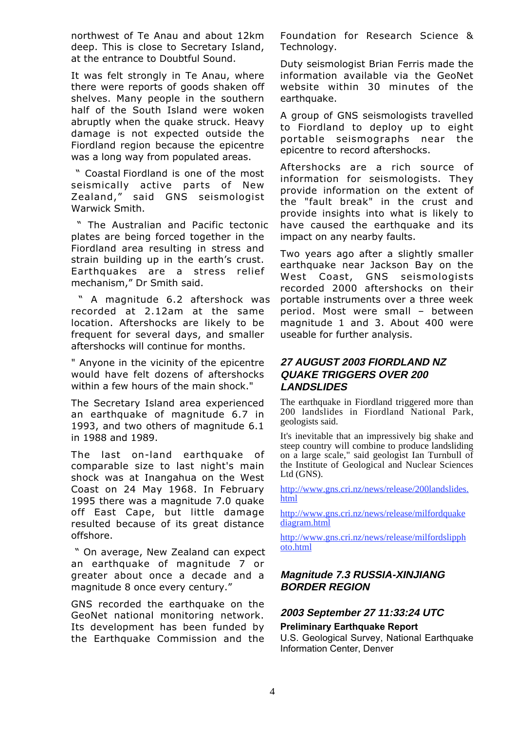northwest of Te Anau and about 12km deep. This is close to Secretary Island, at the entrance to Doubtful Sound.

It was felt strongly in Te Anau, where there were reports of goods shaken off shelves. Many people in the southern half of the South Island were woken abruptly when the quake struck. Heavy damage is not expected outside the Fiordland region because the epicentre was a long way from populated areas.

" Coastal Fiordland is one of the most seismically active parts of New Zealand," said GNS seismologist Warwick Smith.

" The Australian and Pacific tectonic plates are being forced together in the Fiordland area resulting in stress and strain building up in the earth's crust. Earthquakes are a stress relief mechanism," Dr Smith said.

" A magnitude 6.2 aftershock was recorded at 2.12am at the same location. Aftershocks are likely to be frequent for several days, and smaller aftershocks will continue for months.

" Anyone in the vicinity of the epicentre would have felt dozens of aftershocks within a few hours of the main shock."

The Secretary Island area experienced an earthquake of magnitude 6.7 in 1993, and two others of magnitude 6.1 in 1988 and 1989.

The last on-land earthquake of comparable size to last night's main shock was at Inangahua on the West Coast on 24 May 1968. In February 1995 there was a magnitude 7.0 quake off East Cape, but little damage resulted because of its great distance offshore.

" On average, New Zealand can expect an earthquake of magnitude 7 or greater about once a decade and a magnitude 8 once every century."

GNS recorded the earthquake on the GeoNet national monitoring network. Its development has been funded by the Earthquake Commission and the Foundation for Research Science & Technology.

Duty seismologist Brian Ferris made the information available via the GeoNet website within 30 minutes of the earthquake.

A group of GNS seismologists travelled to Fiordland to deploy up to eight portable seismographs near the epicentre to record aftershocks.

Aftershocks are a rich source of information for seismologists. They provide information on the extent of the "fault break" in the crust and provide insights into what is likely to have caused the earthquake and its impact on any nearby faults.

Two years ago after a slightly smaller earthquake near Jackson Bay on the West Coast, GNS seismologists recorded 2000 aftershocks on their portable instruments over a three week period. Most were small – between magnitude 1 and 3. About 400 were useable for further analysis.

### *27 AUGUST 2003 FIORDLAND NZ QUAKE TRIGGERS OVER 200 LANDSLIDES*

The earthquake in Fiordland triggered more than 200 landslides in Fiordland National Park, geologists said.

It's inevitable that an impressively big shake and steep country will combine to produce landsliding on a large scale," said geologist Ian Turnbull of the Institute of Geological and Nuclear Sciences Ltd (GNS).

http://www.gns.cri.nz/news/release/200landslides.html

http://www.gns.cri.nz/news/release/milfordquakediagram.html

http://www.gns.cri.nz/news/release/milfordslipphoto.html

### *Magnitude 7.3 RUSSIA-XINJIANG BORDER REGION*

### *2003 September 27 11:33:24 UTC*

**Preliminary Earthquake Report**

U.S. Geological Survey, National Earthquake Information Center, Denver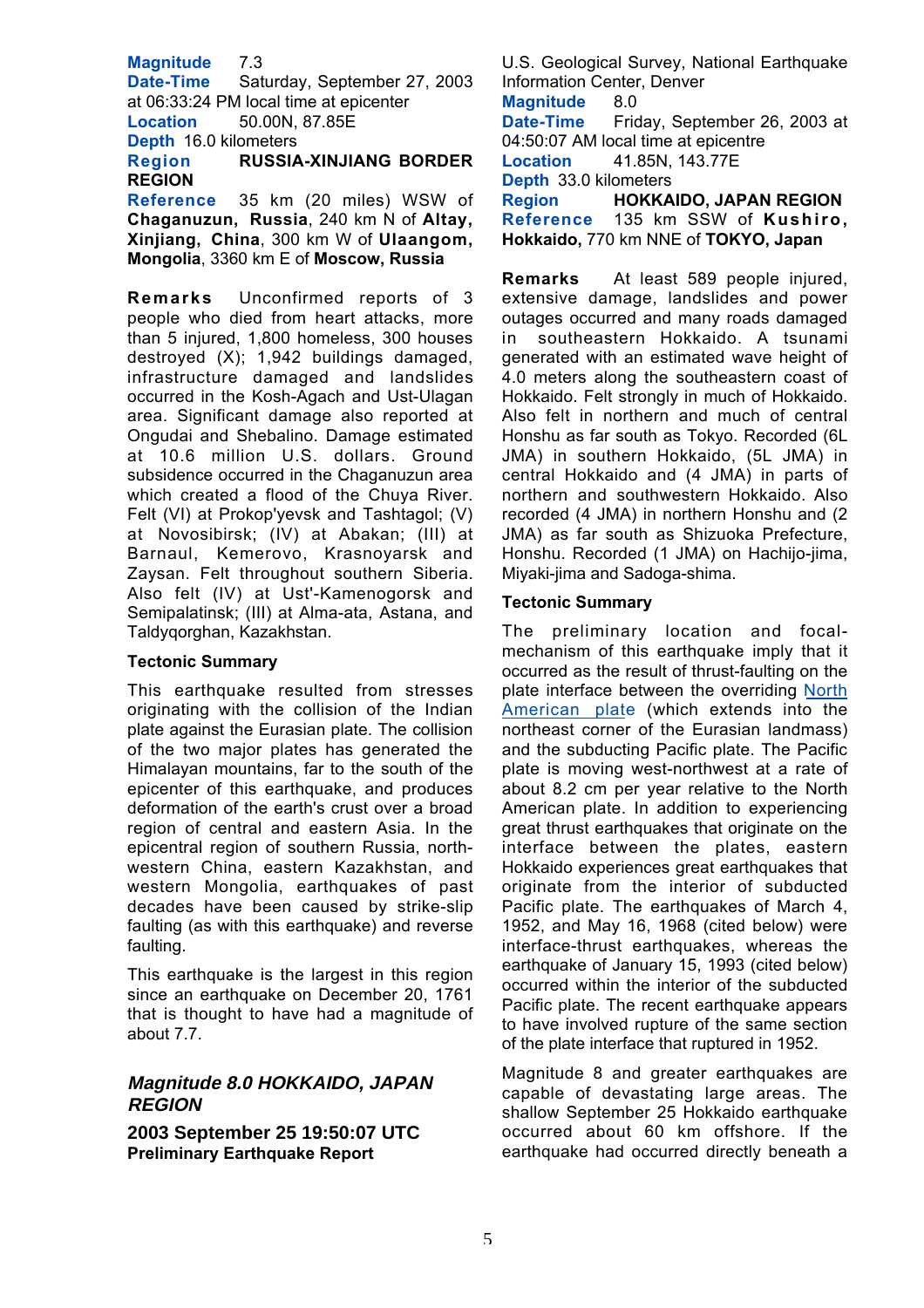**Magnitude** 7.3
**Date-Time** Saturday, September 27, 2003 at 06:33:24 PM local time at epicenter
**Location** 50.00N, 87.85E
**Depth** 16.0 kilometers
**Region** **RUSSIA-XINJIANG BORDER REGION**
**Reference** 35 km (20 miles) WSW of **Chaganuzun, Russia**, 240 km N of **Altay, Xinjiang, China**, 300 km W of **Ulaangom, Mongolia**, 3360 km E of **Moscow, Russia**

**Remarks** Unconfirmed reports of 3 people who died from heart attacks, more than 5 injured, 1,800 homeless, 300 houses destroyed (X); 1,942 buildings damaged, infrastructure damaged and landslides occurred in the Kosh-Agach and Ust-Ulagan area. Significant damage also reported at Ongudai and Shebalino. Damage estimated at 10.6 million U.S. dollars. Ground subsidence occurred in the Chaganuzun area which created a flood of the Chuya River. Felt (VI) at Prokop'yevsk and Tashtagol; (V) at Novosibirsk; (IV) at Abakan; (III) at Barnaul, Kemerovo, Krasnoyarsk and Zaysan. Felt throughout southern Siberia. Also felt (IV) at Ust'-Kamenogorsk and Semipalatinsk; (III) at Alma-ata, Astana, and Taldyqorghan, Kazakhstan.

**Tectonic Summary**

This earthquake resulted from stresses originating with the collision of the Indian plate against the Eurasian plate. The collision of the two major plates has generated the Himalayan mountains, far to the south of the epicenter of this earthquake, and produces deformation of the earth's crust over a broad region of central and eastern Asia. In the epicentral region of southern Russia, north-western China, eastern Kazakhstan, and western Mongolia, earthquakes of past decades have been caused by strike-slip faulting (as with this earthquake) and reverse faulting.

This earthquake is the largest in this region since an earthquake on December 20, 1761 that is thought to have had a magnitude of about 7.7.

## *Magnitude 8.0 HOKKAIDO, JAPAN REGION*

**2003 September 25 19:50:07 UTC**
**Preliminary Earthquake Report**

U.S. Geological Survey, National Earthquake Information Center, Denver
**Magnitude** 8.0
**Date-Time** Friday, September 26, 2003 at 04:50:07 AM local time at epicentre
**Location** 41.85N, 143.77E
**Depth** 33.0 kilometers
**Region** **HOKKAIDO, JAPAN REGION**
**Reference** 135 km SSW of **Kushiro, Hokkaido**, 770 km NNE of **TOKYO, Japan**

**Remarks** At least 589 people injured, extensive damage, landslides and power outages occurred and many roads damaged in southeastern Hokkaido. A tsunami generated with an estimated wave height of 4.0 meters along the southeastern coast of Hokkaido. Felt strongly in much of Hokkaido. Also felt in northern and much of central Honshu as far south as Tokyo. Recorded (6L JMA) in southern Hokkaido, (5L JMA) in central Hokkaido and (4 JMA) in parts of northern and southwestern Hokkaido. Also recorded (4 JMA) in northern Honshu and (2 JMA) as far south as Shizuoka Prefecture, Honshu. Recorded (1 JMA) on Hachijo-jima, Miyaki-jima and Sadoga-shima.

**Tectonic Summary**

The preliminary location and focal-mechanism of this earthquake imply that it occurred as the result of thrust-faulting on the plate interface between the overriding North American plate (which extends into the northeast corner of the Eurasian landmass) and the subducting Pacific plate. The Pacific plate is moving west-northwest at a rate of about 8.2 cm per year relative to the North American plate. In addition to experiencing great thrust earthquakes that originate on the interface between the plates, eastern Hokkaido experiences great earthquakes that originate from the interior of subducted Pacific plate. The earthquakes of March 4, 1952, and May 16, 1968 (cited below) were interface-thrust earthquakes, whereas the earthquake of January 15, 1993 (cited below) occurred within the interior of the subducted Pacific plate. The recent earthquake appears to have involved rupture of the same section of the plate interface that ruptured in 1952.

Magnitude 8 and greater earthquakes are capable of devastating large areas. The shallow September 25 Hokkaido earthquake occurred about 60 km offshore. If the earthquake had occurred directly beneath a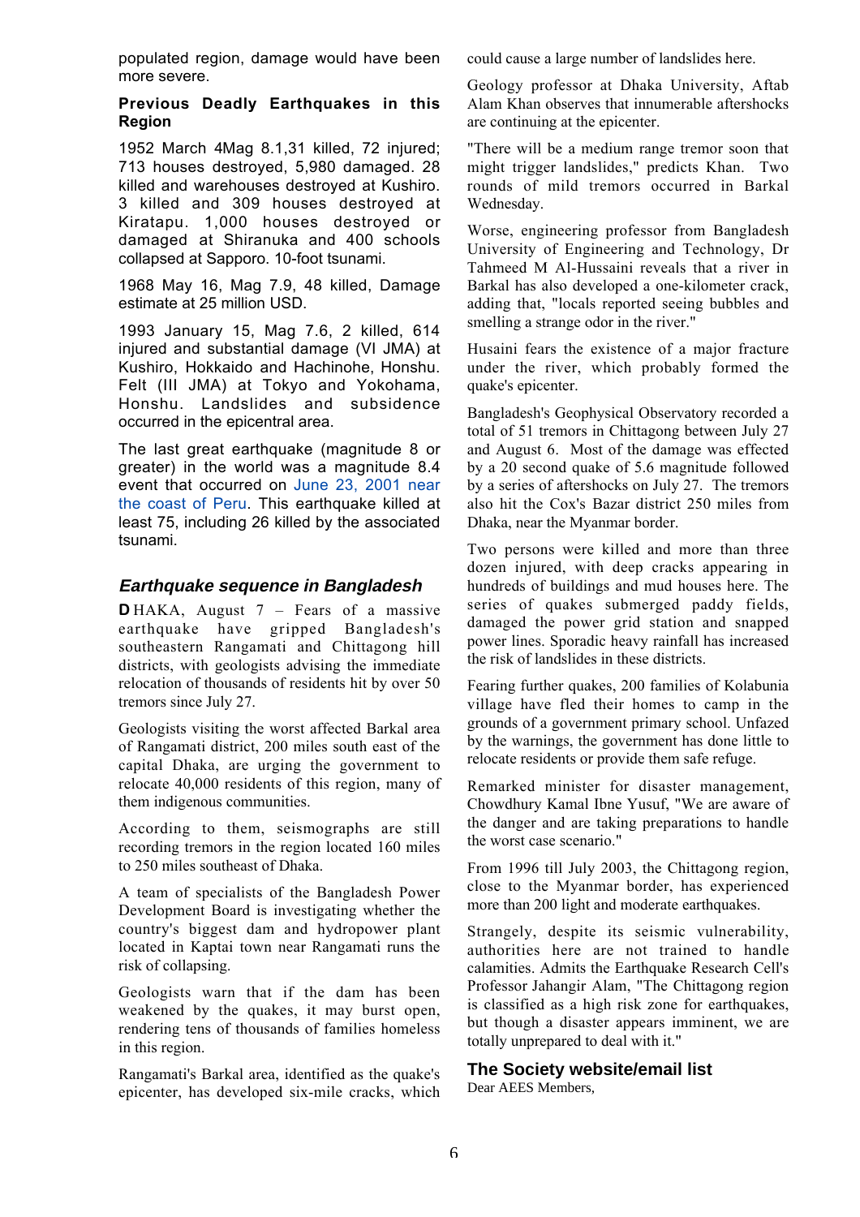populated region, damage would have been more severe.

**Previous Deadly Earthquakes in this Region**

1952 March 4Mag 8.1,31 killed, 72 injured; 713 houses destroyed, 5,980 damaged. 28 killed and warehouses destroyed at Kushiro. 3 killed and 309 houses destroyed at Kiratapu. 1,000 houses destroyed or damaged at Shiranuka and 400 schools collapsed at Sapporo. 10-foot tsunami.

1968 May 16, Mag 7.9, 48 killed, Damage estimate at 25 million USD.

1993 January 15, Mag 7.6, 2 killed, 614 injured and substantial damage (VI JMA) at Kushiro, Hokkaido and Hachinohe, Honshu. Felt (III JMA) at Tokyo and Yokohama, Honshu. Landslides and subsidence occurred in the epicentral area.

The last great earthquake (magnitude 8 or greater) in the world was a magnitude 8.4 event that occurred on June 23, 2001 near the coast of Peru. This earthquake killed at least 75, including 26 killed by the associated tsunami.

## *Earthquake sequence in Bangladesh*

**D**HAKA, August 7 – Fears of a massive earthquake have gripped Bangladesh's southeastern Rangamati and Chittagong hill districts, with geologists advising the immediate relocation of thousands of residents hit by over 50 tremors since July 27.

Geologists visiting the worst affected Barkal area of Rangamati district, 200 miles south east of the capital Dhaka, are urging the government to relocate 40,000 residents of this region, many of them indigenous communities.

According to them, seismographs are still recording tremors in the region located 160 miles to 250 miles southeast of Dhaka.

A team of specialists of the Bangladesh Power Development Board is investigating whether the country's biggest dam and hydropower plant located in Kaptai town near Rangamati runs the risk of collapsing.

Geologists warn that if the dam has been weakened by the quakes, it may burst open, rendering tens of thousands of families homeless in this region.

Rangamati's Barkal area, identified as the quake's epicenter, has developed six-mile cracks, which could cause a large number of landslides here.

Geology professor at Dhaka University, Aftab Alam Khan observes that innumerable aftershocks are continuing at the epicenter.

"There will be a medium range tremor soon that might trigger landslides," predicts Khan. Two rounds of mild tremors occurred in Barkal Wednesday.

Worse, engineering professor from Bangladesh University of Engineering and Technology, Dr Tahmeed M Al-Hussaini reveals that a river in Barkal has also developed a one-kilometer crack, adding that, "locals reported seeing bubbles and smelling a strange odor in the river."

Husaini fears the existence of a major fracture under the river, which probably formed the quake's epicenter.

Bangladesh's Geophysical Observatory recorded a total of 51 tremors in Chittagong between July 27 and August 6. Most of the damage was effected by a 20 second quake of 5.6 magnitude followed by a series of aftershocks on July 27. The tremors also hit the Cox's Bazar district 250 miles from Dhaka, near the Myanmar border.

Two persons were killed and more than three dozen injured, with deep cracks appearing in hundreds of buildings and mud houses here. The series of quakes submerged paddy fields, damaged the power grid station and snapped power lines. Sporadic heavy rainfall has increased the risk of landslides in these districts.

Fearing further quakes, 200 families of Kolabunia village have fled their homes to camp in the grounds of a government primary school. Unfazed by the warnings, the government has done little to relocate residents or provide them safe refuge.

Remarked minister for disaster management, Chowdhury Kamal Ibne Yusuf, "We are aware of the danger and are taking preparations to handle the worst case scenario."

From 1996 till July 2003, the Chittagong region, close to the Myanmar border, has experienced more than 200 light and moderate earthquakes.

Strangely, despite its seismic vulnerability, authorities here are not trained to handle calamities. Admits the Earthquake Research Cell's Professor Jahangir Alam, "The Chittagong region is classified as a high risk zone for earthquakes, but though a disaster appears imminent, we are totally unprepared to deal with it."

## The Society website/email list

Dear AEES Members,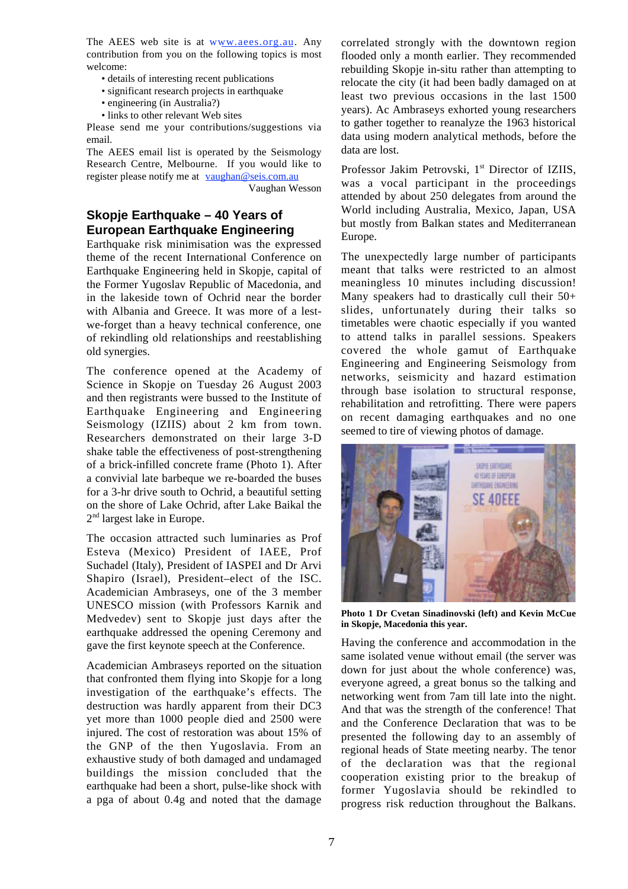The AEES web site is at www.aees.org.au. Any contribution from you on the following topics is most welcome:

- details of interesting recent publications
- significant research projects in earthquake
- engineering (in Australia?)
- links to other relevant Web sites

Please send me your contributions/suggestions via email.

The AEES email list is operated by the Seismology Research Centre, Melbourne. If you would like to register please notify me at vaughan@seis.com.au

Vaughan Wesson

## Skopje Earthquake – 40 Years of European Earthquake Engineering

Earthquake risk minimisation was the expressed theme of the recent International Conference on Earthquake Engineering held in Skopje, capital of the Former Yugoslav Republic of Macedonia, and in the lakeside town of Ochrid near the border with Albania and Greece. It was more of a lest-we-forget than a heavy technical conference, one of rekindling old relationships and reestablishing old synergies.

The conference opened at the Academy of Science in Skopje on Tuesday 26 August 2003 and then registrants were bussed to the Institute of Earthquake Engineering and Engineering Seismology (IZIIS) about 2 km from town. Researchers demonstrated on their large 3-D shake table the effectiveness of post-strengthening of a brick-infilled concrete frame (Photo 1). After a convivial late barbeque we re-boarded the buses for a 3-hr drive south to Ochrid, a beautiful setting on the shore of Lake Ochrid, after Lake Baikal the 2nd largest lake in Europe.

The occasion attracted such luminaries as Prof Esteva (Mexico) President of IAEE, Prof Suchadel (Italy), President of IASPEI and Dr Arvi Shapiro (Israel), President–elect of the ISC. Academician Ambraseys, one of the 3 member UNESCO mission (with Professors Karnik and Medvedev) sent to Skopje just days after the earthquake addressed the opening Ceremony and gave the first keynote speech at the Conference.

Academician Ambraseys reported on the situation that confronted them flying into Skopje for a long investigation of the earthquake's effects. The destruction was hardly apparent from their DC3 yet more than 1000 people died and 2500 were injured. The cost of restoration was about 15% of the GNP of the then Yugoslavia. From an exhaustive study of both damaged and undamaged buildings the mission concluded that the earthquake had been a short, pulse-like shock with a pga of about 0.4g and noted that the damage correlated strongly with the downtown region flooded only a month earlier. They recommended rebuilding Skopje in-situ rather than attempting to relocate the city (it had been badly damaged on at least two previous occasions in the last 1500 years). Ac Ambraseys exhorted young researchers to gather together to reanalyze the 1963 historical data using modern analytical methods, before the data are lost.

Professor Jakim Petrovski, 1st Director of IZIIS, was a vocal participant in the proceedings attended by about 250 delegates from around the World including Australia, Mexico, Japan, USA but mostly from Balkan states and Mediterranean Europe.

The unexpectedly large number of participants meant that talks were restricted to an almost meaningless 10 minutes including discussion! Many speakers had to drastically cull their 50+ slides, unfortunately during their talks so timetables were chaotic especially if you wanted to attend talks in parallel sessions. Speakers covered the whole gamut of Earthquake Engineering and Engineering Seismology from networks, seismicity and hazard estimation through base isolation to structural response, rehabilitation and retrofitting. There were papers on recent damaging earthquakes and no one seemed to tire of viewing photos of damage.

**Photo 1 Dr Cvetan Sinadinovski (left) and Kevin McCue in Skopje, Macedonia this year.**

Having the conference and accommodation in the same isolated venue without email (the server was down for just about the whole conference) was, everyone agreed, a great bonus so the talking and networking went from 7am till late into the night. And that was the strength of the conference! That and the Conference Declaration that was to be presented the following day to an assembly of regional heads of State meeting nearby. The tenor of the declaration was that the regional cooperation existing prior to the breakup of former Yugoslavia should be rekindled to progress risk reduction throughout the Balkans.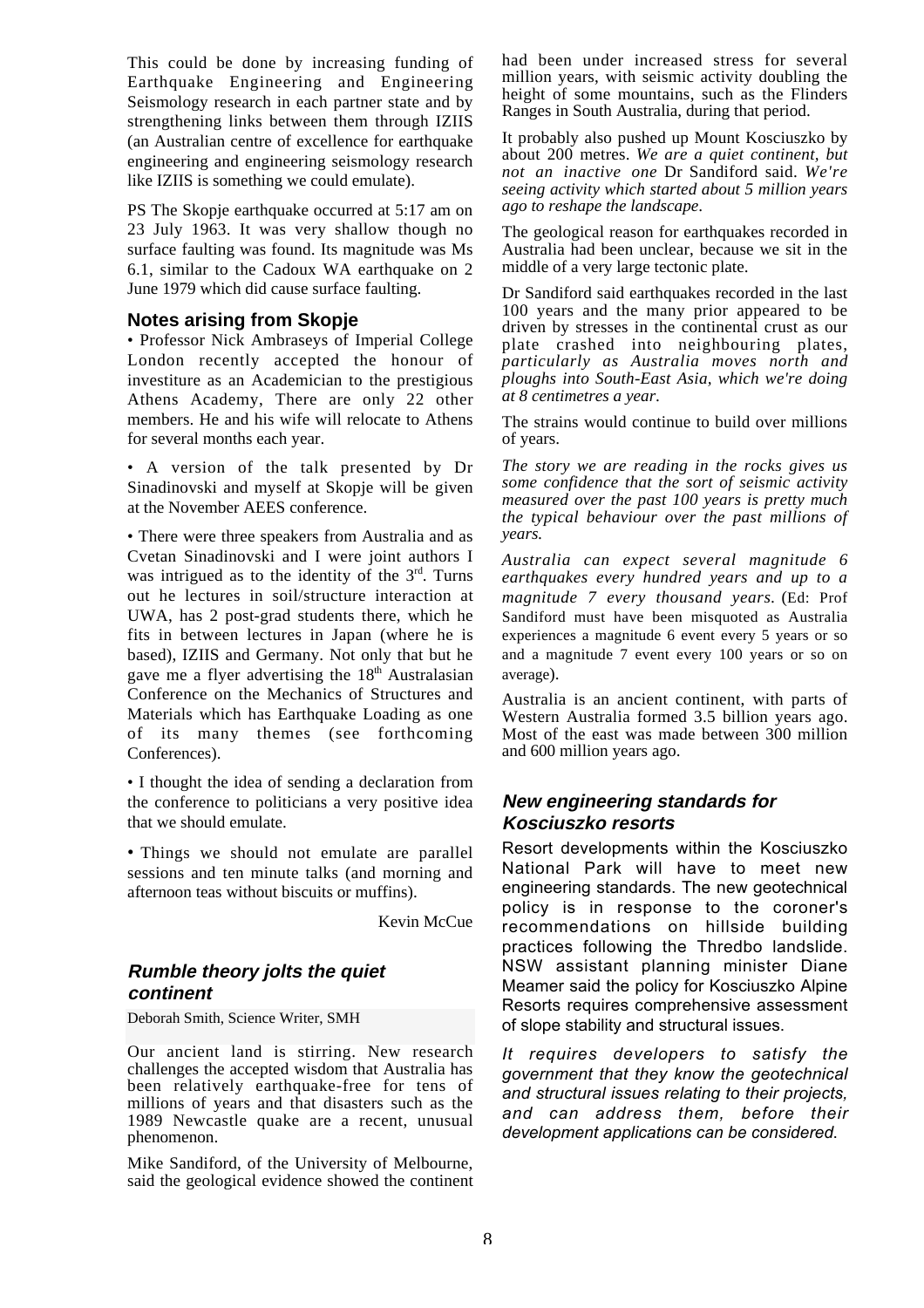This could be done by increasing funding of Earthquake Engineering and Engineering Seismology research in each partner state and by strengthening links between them through IZIIS (an Australian centre of excellence for earthquake engineering and engineering seismology research like IZIIS is something we could emulate).

PS The Skopje earthquake occurred at 5:17 am on 23 July 1963. It was very shallow though no surface faulting was found. Its magnitude was Ms 6.1, similar to the Cadoux WA earthquake on 2 June 1979 which did cause surface faulting.

### Notes arising from Skopje

• Professor Nick Ambraseys of Imperial College London recently accepted the honour of investiture as an Academician to the prestigious Athens Academy, There are only 22 other members. He and his wife will relocate to Athens for several months each year.

• A version of the talk presented by Dr Sinadinovski and myself at Skopje will be given at the November AEES conference.

• There were three speakers from Australia and as Cvetan Sinadinovski and I were joint authors I was intrigued as to the identity of the 3rd. Turns out he lectures in soil/structure interaction at UWA, has 2 post-grad students there, which he fits in between lectures in Japan (where he is based), IZIIS and Germany. Not only that but he gave me a flyer advertising the 18th Australasian Conference on the Mechanics of Structures and Materials which has Earthquake Loading as one of its many themes (see forthcoming Conferences).

• I thought the idea of sending a declaration from the conference to politicians a very positive idea that we should emulate.

• Things we should not emulate are parallel sessions and ten minute talks (and morning and afternoon teas without biscuits or muffins).

Kevin McCue

### *Rumble theory jolts the quiet continent*

Deborah Smith, Science Writer, SMH

Our ancient land is stirring. New research challenges the accepted wisdom that Australia has been relatively earthquake-free for tens of millions of years and that disasters such as the 1989 Newcastle quake are a recent, unusual phenomenon.

Mike Sandiford, of the University of Melbourne, said the geological evidence showed the continent had been under increased stress for several million years, with seismic activity doubling the height of some mountains, such as the Flinders Ranges in South Australia, during that period.

It probably also pushed up Mount Kosciuszko by about 200 metres. *We are a quiet continent, but not an inactive one* Dr Sandiford said. *We're seeing activity which started about 5 million years ago to reshape the landscape.*

The geological reason for earthquakes recorded in Australia had been unclear, because we sit in the middle of a very large tectonic plate.

Dr Sandiford said earthquakes recorded in the last 100 years and the many prior appeared to be driven by stresses in the continental crust as our plate crashed into neighbouring plates, *particularly as Australia moves north and ploughs into South-East Asia, which we're doing at 8 centimetres a year.*

The strains would continue to build over millions of years.

*The story we are reading in the rocks gives us some confidence that the sort of seismic activity measured over the past 100 years is pretty much the typical behaviour over the past millions of years.*

*Australia can expect several magnitude 6 earthquakes every hundred years and up to a magnitude 7 every thousand years.* (Ed: Prof Sandiford must have been misquoted as Australia experiences a magnitude 6 event every 5 years or so and a magnitude 7 event every 100 years or so on average).

Australia is an ancient continent, with parts of Western Australia formed 3.5 billion years ago. Most of the east was made between 300 million and 600 million years ago.

### *New engineering standards for Kosciuszko resorts*

Resort developments within the Kosciuszko National Park will have to meet new engineering standards. The new geotechnical policy is in response to the coroner's recommendations on hillside building practices following the Thredbo landslide. NSW assistant planning minister Diane Meamer said the policy for Kosciuszko Alpine Resorts requires comprehensive assessment of slope stability and structural issues.

*It requires developers to satisfy the government that they know the geotechnical and structural issues relating to their projects, and can address them, before their development applications can be considered.*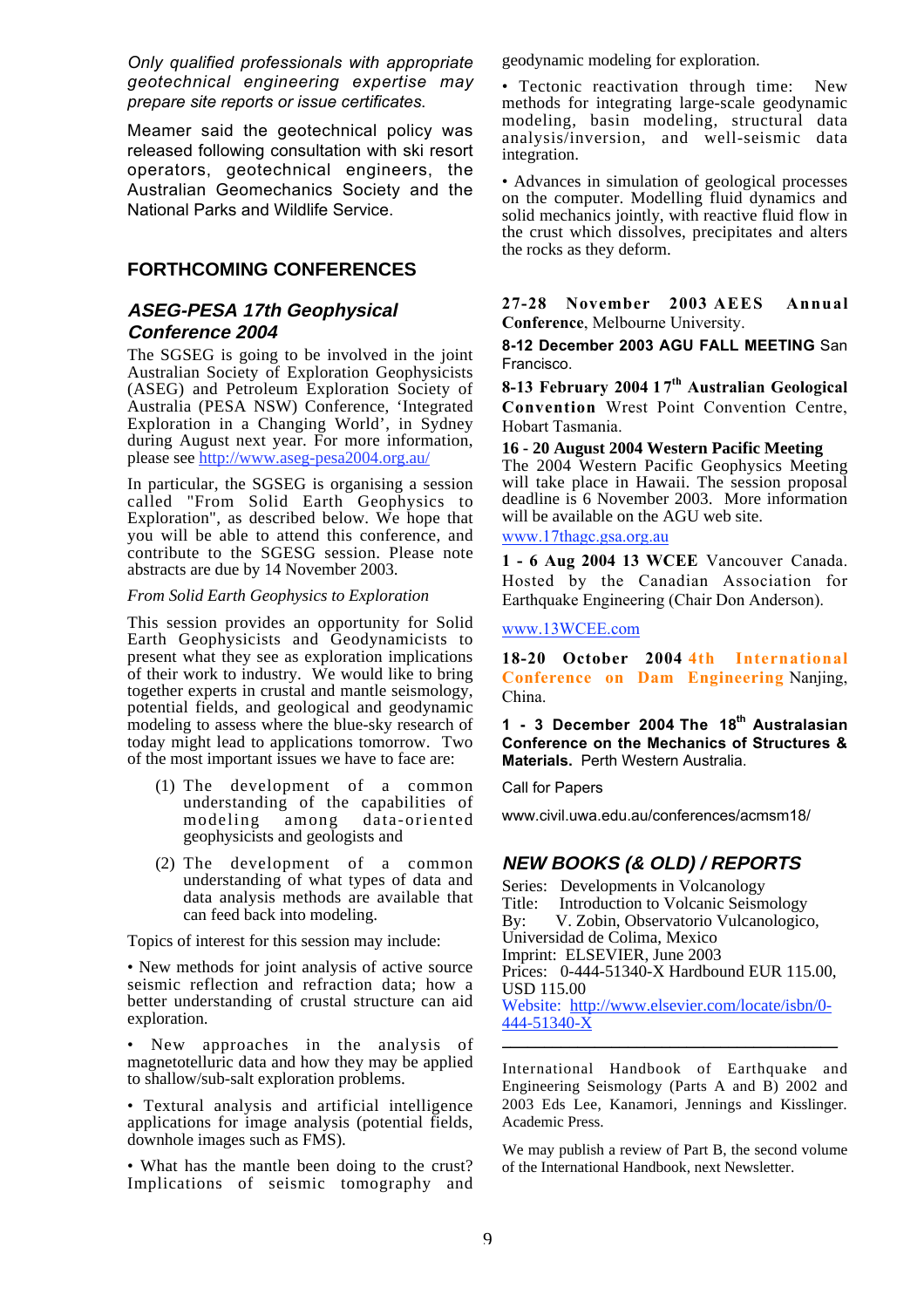*Only qualified professionals with appropriate geotechnical engineering expertise may prepare site reports or issue certificates.*

Meamer said the geotechnical policy was released following consultation with ski resort operators, geotechnical engineers, the Australian Geomechanics Society and the National Parks and Wildlife Service.

## FORTHCOMING CONFERENCES

### *ASEG-PESA 17th Geophysical Conference 2004*

The SGSEG is going to be involved in the joint Australian Society of Exploration Geophysicists (ASEG) and Petroleum Exploration Society of Australia (PESA NSW) Conference, 'Integrated Exploration in a Changing World', in Sydney during August next year. For more information, please see http://www.aseg-pesa2004.org.au/

In particular, the SGSEG is organising a session called "From Solid Earth Geophysics to Exploration", as described below. We hope that you will be able to attend this conference, and contribute to the SGESG session. Please note abstracts are due by 14 November 2003.

*From Solid Earth Geophysics to Exploration*

This session provides an opportunity for Solid Earth Geophysicists and Geodynamicists to present what they see as exploration implications of their work to industry. We would like to bring together experts in crustal and mantle seismology, potential fields, and geological and geodynamic modeling to assess where the blue-sky research of today might lead to applications tomorrow. Two of the most important issues we have to face are:

(1) The development of a common understanding of the capabilities of modeling among data-oriented geophysicists and geologists and

(2) The development of a common understanding of what types of data and data analysis methods are available that can feed back into modeling.

Topics of interest for this session may include:

• New methods for joint analysis of active source seismic reflection and refraction data; how a better understanding of crustal structure can aid exploration.

• New approaches in the analysis of magnetotelluric data and how they may be applied to shallow/sub-salt exploration problems.

• Textural analysis and artificial intelligence applications for image analysis (potential fields, downhole images such as FMS).

• What has the mantle been doing to the crust? Implications of seismic tomography and geodynamic modeling for exploration.

• Tectonic reactivation through time: New methods for integrating large-scale geodynamic modeling, basin modeling, structural data analysis/inversion, and well-seismic data integration.

• Advances in simulation of geological processes on the computer. Modelling fluid dynamics and solid mechanics jointly, with reactive fluid flow in the crust which dissolves, precipitates and alters the rocks as they deform.

**27-28 November 2003 AEES Annual Conference**, Melbourne University.

**8-12 December 2003 AGU FALL MEETING** San Francisco.

**8-13 February 2004 17th Australian Geological Convention** Wrest Point Convention Centre, Hobart Tasmania.

**16 - 20 August 2004 Western Pacific Meeting**
The 2004 Western Pacific Geophysics Meeting will take place in Hawaii. The session proposal deadline is 6 November 2003. More information will be available on the AGU web site.

www.17thagc.gsa.org.au

**1 - 6 Aug 2004 13 WCEE** Vancouver Canada. Hosted by the Canadian Association for Earthquake Engineering (Chair Don Anderson).

www.13WCEE.com

**18-20 October 2004 4th International Conference on Dam Engineering** Nanjing, China.

**1 - 3 December 2004 The 18th Australasian Conference on the Mechanics of Structures & Materials.** Perth Western Australia.

Call for Papers

www.civil.uwa.edu.au/conferences/acmsm18/

## *NEW BOOKS (& OLD) / REPORTS*

Series: Developments in Volcanology
Title: Introduction to Volcanic Seismology
By: V. Zobin, Observatorio Vulcanologico, Universidad de Colima, Mexico
Imprint: ELSEVIER, June 2003
Prices: 0-444-51340-X Hardbound EUR 115.00, USD 115.00
Website: http://www.elsevier.com/locate/isbn/0-444-51340-X

---

International Handbook of Earthquake and Engineering Seismology (Parts A and B) 2002 and 2003 Eds Lee, Kanamori, Jennings and Kisslinger. Academic Press.

We may publish a review of Part B, the second volume of the International Handbook, next Newsletter.